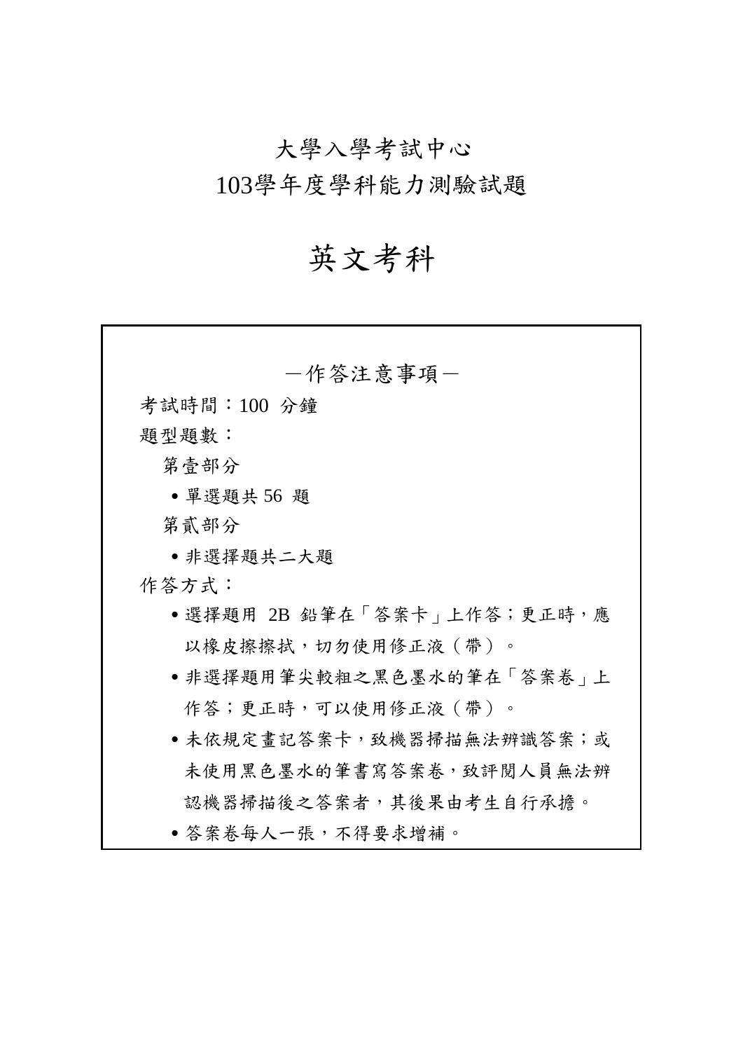# 大學入學考試中心
# 103學年度學科能力測驗試題

# 英文考科

－作答注意事項－

考試時間：100 分鐘

題型題數：

第壹部分

- 單選題共 56 題

第貳部分

- 非選擇題共二大題

作答方式：

- 選擇題用 2B 鉛筆在「答案卡」上作答；更正時，應以橡皮擦擦拭，切勿使用修正液（帶）。
- 非選擇題用筆尖較粗之黑色墨水的筆在「答案卷」上作答；更正時，可以使用修正液（帶）。
- 未依規定畫記答案卡，致機器掃描無法辨識答案；或未使用黑色墨水的筆書寫答案卷，致評閱人員無法辨認機器掃描後之答案者，其後果由考生自行承擔。
- 答案卷每人一張，不得要求增補。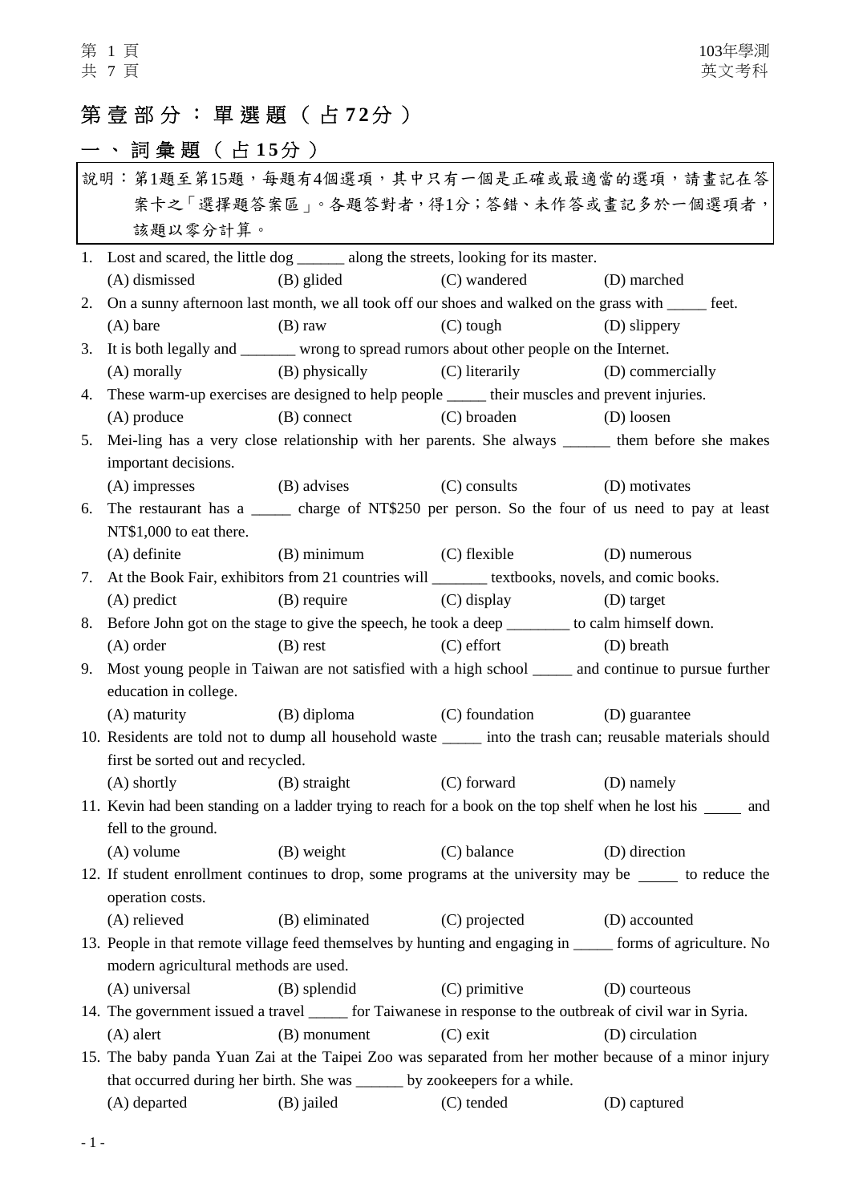# 第壹部分：單選題（占72分）

## 一、詞彙題（占15分）

說明：第1題至第15題，每題有4個選項，其中只有一個是正確或最適當的選項，請畫記在答案卡之「選擇題答案區」。各題答對者，得1分；答錯、未作答或畫記多於一個選項者，該題以零分計算。

1. Lost and scared, the little dog ______ along the streets, looking for its master.
   (A) dismissed (B) glided (C) wandered (D) marched

2. On a sunny afternoon last month, we all took off our shoes and walked on the grass with _____ feet.
   (A) bare (B) raw (C) tough (D) slippery

3. It is both legally and _______ wrong to spread rumors about other people on the Internet.
   (A) morally (B) physically (C) literarily (D) commercially

4. These warm-up exercises are designed to help people _____ their muscles and prevent injuries.
   (A) produce (B) connect (C) broaden (D) loosen

5. Mei-ling has a very close relationship with her parents. She always ______ them before she makes important decisions.
   (A) impresses (B) advises (C) consults (D) motivates

6. The restaurant has a _____ charge of NT$250 per person. So the four of us need to pay at least NT$1,000 to eat there.
   (A) definite (B) minimum (C) flexible (D) numerous

7. At the Book Fair, exhibitors from 21 countries will _______ textbooks, novels, and comic books.
   (A) predict (B) require (C) display (D) target

8. Before John got on the stage to give the speech, he took a deep ________ to calm himself down.
   (A) order (B) rest (C) effort (D) breath

9. Most young people in Taiwan are not satisfied with a high school _____ and continue to pursue further education in college.
   (A) maturity (B) diploma (C) foundation (D) guarantee

10. Residents are told not to dump all household waste _____ into the trash can; reusable materials should first be sorted out and recycled.
    (A) shortly (B) straight (C) forward (D) namely

11. Kevin had been standing on a ladder trying to reach for a book on the top shelf when he lost his _____ and fell to the ground.
    (A) volume (B) weight (C) balance (D) direction

12. If student enrollment continues to drop, some programs at the university may be _____ to reduce the operation costs.
    (A) relieved (B) eliminated (C) projected (D) accounted

13. People in that remote village feed themselves by hunting and engaging in _____ forms of agriculture. No modern agricultural methods are used.
    (A) universal (B) splendid (C) primitive (D) courteous

14. The government issued a travel _____ for Taiwanese in response to the outbreak of civil war in Syria.
    (A) alert (B) monument (C) exit (D) circulation

15. The baby panda Yuan Zai at the Taipei Zoo was separated from her mother because of a minor injury that occurred during her birth. She was ______ by zookeepers for a while.
    (A) departed (B) jailed (C) tended (D) captured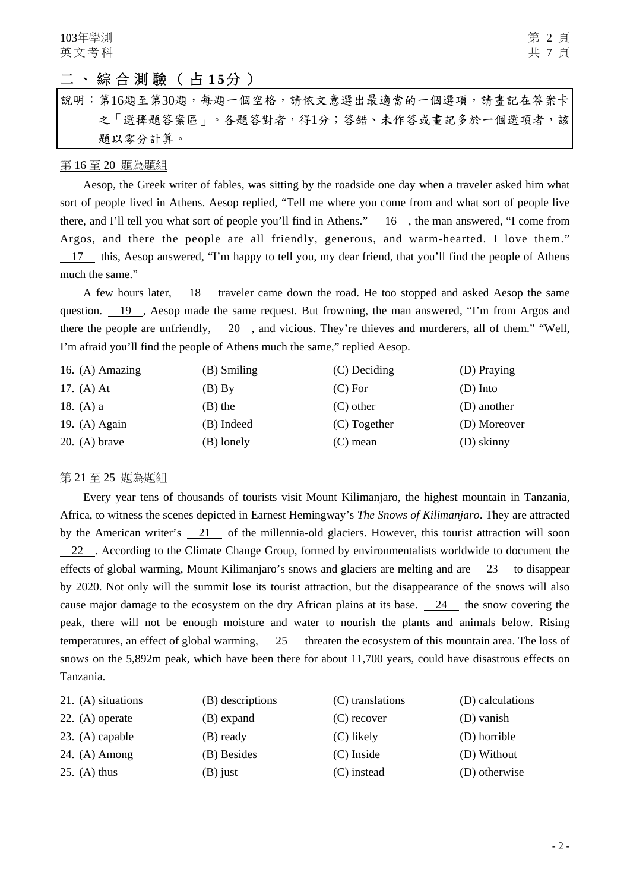## 二、綜合測驗（占15分）

說明：第16題至第30題，每題一個空格，請依文意選出最適當的一個選項，請畫記在答案卡之「選擇題答案區」。各題答對者，得1分；答錯、未作答或畫記多於一個選項者，該題以零分計算。

第16至20題為題組

Aesop, the Greek writer of fables, was sitting by the roadside one day when a traveler asked him what sort of people lived in Athens. Aesop replied, "Tell me where you come from and what sort of people live there, and I'll tell you what sort of people you'll find in Athens." __16__, the man answered, "I come from Argos, and there the people are all friendly, generous, and warm-hearted. I love them." __17__ this, Aesop answered, "I'm happy to tell you, my dear friend, that you'll find the people of Athens much the same."

A few hours later, __18__ traveler came down the road. He too stopped and asked Aesop the same question. __19__, Aesop made the same request. But frowning, the man answered, "I'm from Argos and there the people are unfriendly, __20__, and vicious. They're thieves and murderers, all of them." "Well, I'm afraid you'll find the people of Athens much the same," replied Aesop.

| | | | |
|---|---|---|---|
| 16. (A) Amazing | (B) Smiling | (C) Deciding | (D) Praying |
| 17. (A) At | (B) By | (C) For | (D) Into |
| 18. (A) a | (B) the | (C) other | (D) another |
| 19. (A) Again | (B) Indeed | (C) Together | (D) Moreover |
| 20. (A) brave | (B) lonely | (C) mean | (D) skinny |

第21至25題為題組

Every year tens of thousands of tourists visit Mount Kilimanjaro, the highest mountain in Tanzania, Africa, to witness the scenes depicted in Earnest Hemingway's *The Snows of Kilimanjaro*. They are attracted by the American writer's __21__ of the millennia-old glaciers. However, this tourist attraction will soon __22__. According to the Climate Change Group, formed by environmentalists worldwide to document the effects of global warming, Mount Kilimanjaro's snows and glaciers are melting and are __23__ to disappear by 2020. Not only will the summit lose its tourist attraction, but the disappearance of the snows will also cause major damage to the ecosystem on the dry African plains at its base. __24__ the snow covering the peak, there will not be enough moisture and water to nourish the plants and animals below. Rising temperatures, an effect of global warming, __25__ threaten the ecosystem of this mountain area. The loss of snows on the 5,892m peak, which have been there for about 11,700 years, could have disastrous effects on Tanzania.

| | | | |
|---|---|---|---|
| 21. (A) situations | (B) descriptions | (C) translations | (D) calculations |
| 22. (A) operate | (B) expand | (C) recover | (D) vanish |
| 23. (A) capable | (B) ready | (C) likely | (D) horrible |
| 24. (A) Among | (B) Besides | (C) Inside | (D) Without |
| 25. (A) thus | (B) just | (C) instead | (D) otherwise |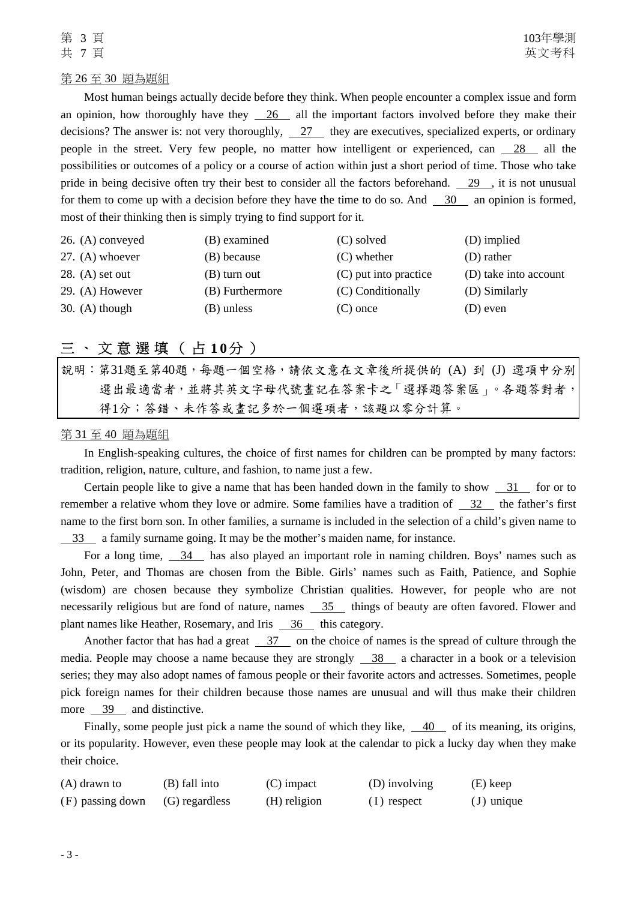第 26 至 30 題為題組

Most human beings actually decide before they think. When people encounter a complex issue and form an opinion, how thoroughly have they __26__ all the important factors involved before they make their decisions? The answer is: not very thoroughly, __27__ they are executives, specialized experts, or ordinary people in the street. Very few people, no matter how intelligent or experienced, can __28__ all the possibilities or outcomes of a policy or a course of action within just a short period of time. Those who take pride in being decisive often try their best to consider all the factors beforehand. __29__, it is not unusual for them to come up with a decision before they have the time to do so. And __30__ an opinion is formed, most of their thinking then is simply trying to find support for it.

| | | | |
|---|---|---|---|
| 26. (A) conveyed | (B) examined | (C) solved | (D) implied |
| 27. (A) whoever | (B) because | (C) whether | (D) rather |
| 28. (A) set out | (B) turn out | (C) put into practice | (D) take into account |
| 29. (A) However | (B) Furthermore | (C) Conditionally | (D) Similarly |
| 30. (A) though | (B) unless | (C) once | (D) even |

## 三、文意選填（占10分）

說明：第31題至第40題，每題一個空格，請依文意在文章後所提供的 (A) 到 (J) 選項中分別選出最適當者，並將其英文字母代號畫記在答案卡之「選擇題答案區」。各題答對者，得1分；答錯、未作答或畫記多於一個選項者，該題以零分計算。

第 31 至 40 題為題組

In English-speaking cultures, the choice of first names for children can be prompted by many factors: tradition, religion, nature, culture, and fashion, to name just a few.

Certain people like to give a name that has been handed down in the family to show __31__ for or to remember a relative whom they love or admire. Some families have a tradition of __32__ the father's first name to the first born son. In other families, a surname is included in the selection of a child's given name to __33__ a family surname going. It may be the mother's maiden name, for instance.

For a long time, __34__ has also played an important role in naming children. Boys' names such as John, Peter, and Thomas are chosen from the Bible. Girls' names such as Faith, Patience, and Sophie (wisdom) are chosen because they symbolize Christian qualities. However, for people who are not necessarily religious but are fond of nature, names __35__ things of beauty are often favored. Flower and plant names like Heather, Rosemary, and Iris __36__ this category.

Another factor that has had a great __37__ on the choice of names is the spread of culture through the media. People may choose a name because they are strongly __38__ a character in a book or a television series; they may also adopt names of famous people or their favorite actors and actresses. Sometimes, people pick foreign names for their children because those names are unusual and will thus make their children more __39__ and distinctive.

Finally, some people just pick a name the sound of which they like, __40__ of its meaning, its origins, or its popularity. However, even these people may look at the calendar to pick a lucky day when they make their choice.

| | | | | |
|---|---|---|---|---|
| (A) drawn to | (B) fall into | (C) impact | (D) involving | (E) keep |
| (F) passing down | (G) regardless | (H) religion | (I) respect | (J) unique |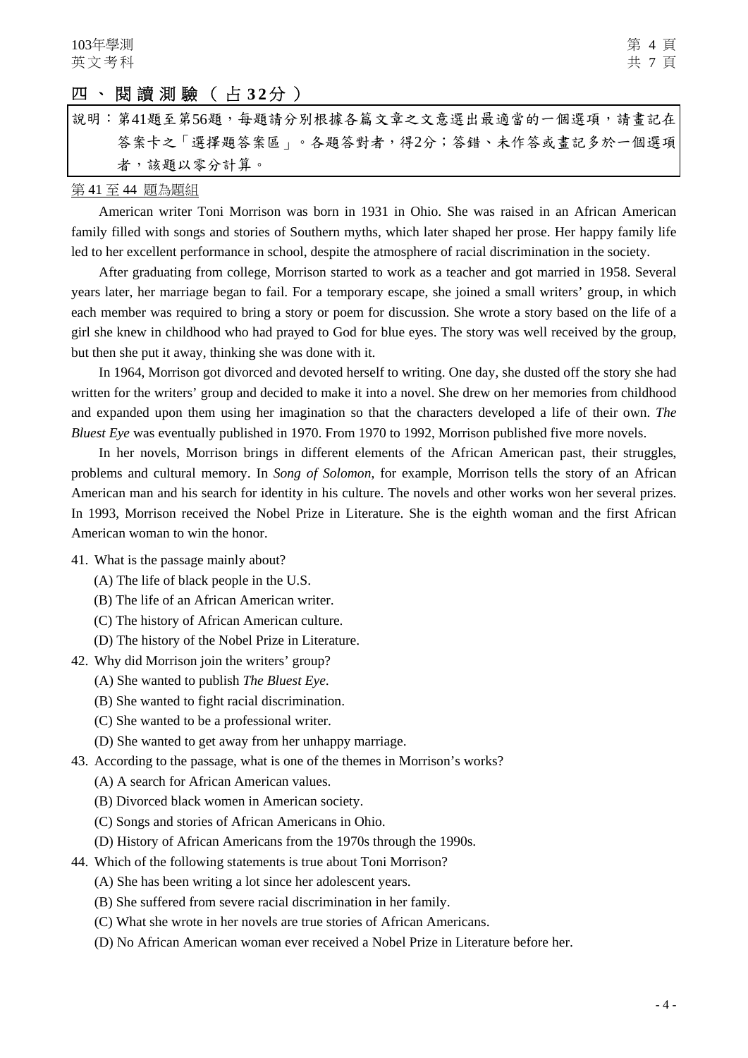## 四、閱讀測驗（占32分）

說明：第41題至第56題，每題請分別根據各篇文章之文意選出最適當的一個選項，請畫記在答案卡之「選擇題答案區」。各題答對者，得2分；答錯、未作答或畫記多於一個選項者，該題以零分計算。

第41至44題為題組

American writer Toni Morrison was born in 1931 in Ohio. She was raised in an African American family filled with songs and stories of Southern myths, which later shaped her prose. Her happy family life led to her excellent performance in school, despite the atmosphere of racial discrimination in the society.

After graduating from college, Morrison started to work as a teacher and got married in 1958. Several years later, her marriage began to fail. For a temporary escape, she joined a small writers' group, in which each member was required to bring a story or poem for discussion. She wrote a story based on the life of a girl she knew in childhood who had prayed to God for blue eyes. The story was well received by the group, but then she put it away, thinking she was done with it.

In 1964, Morrison got divorced and devoted herself to writing. One day, she dusted off the story she had written for the writers' group and decided to make it into a novel. She drew on her memories from childhood and expanded upon them using her imagination so that the characters developed a life of their own. *The Bluest Eye* was eventually published in 1970. From 1970 to 1992, Morrison published five more novels.

In her novels, Morrison brings in different elements of the African American past, their struggles, problems and cultural memory. In *Song of Solomon*, for example, Morrison tells the story of an African American man and his search for identity in his culture. The novels and other works won her several prizes. In 1993, Morrison received the Nobel Prize in Literature. She is the eighth woman and the first African American woman to win the honor.

41. What is the passage mainly about?
    (A) The life of black people in the U.S.
    (B) The life of an African American writer.
    (C) The history of African American culture.
    (D) The history of the Nobel Prize in Literature.

42. Why did Morrison join the writers' group?
    (A) She wanted to publish *The Bluest Eye*.
    (B) She wanted to fight racial discrimination.
    (C) She wanted to be a professional writer.
    (D) She wanted to get away from her unhappy marriage.

43. According to the passage, what is one of the themes in Morrison's works?
    (A) A search for African American values.
    (B) Divorced black women in American society.
    (C) Songs and stories of African Americans in Ohio.
    (D) History of African Americans from the 1970s through the 1990s.

44. Which of the following statements is true about Toni Morrison?
    (A) She has been writing a lot since her adolescent years.
    (B) She suffered from severe racial discrimination in her family.
    (C) What she wrote in her novels are true stories of African Americans.
    (D) No African American woman ever received a Nobel Prize in Literature before her.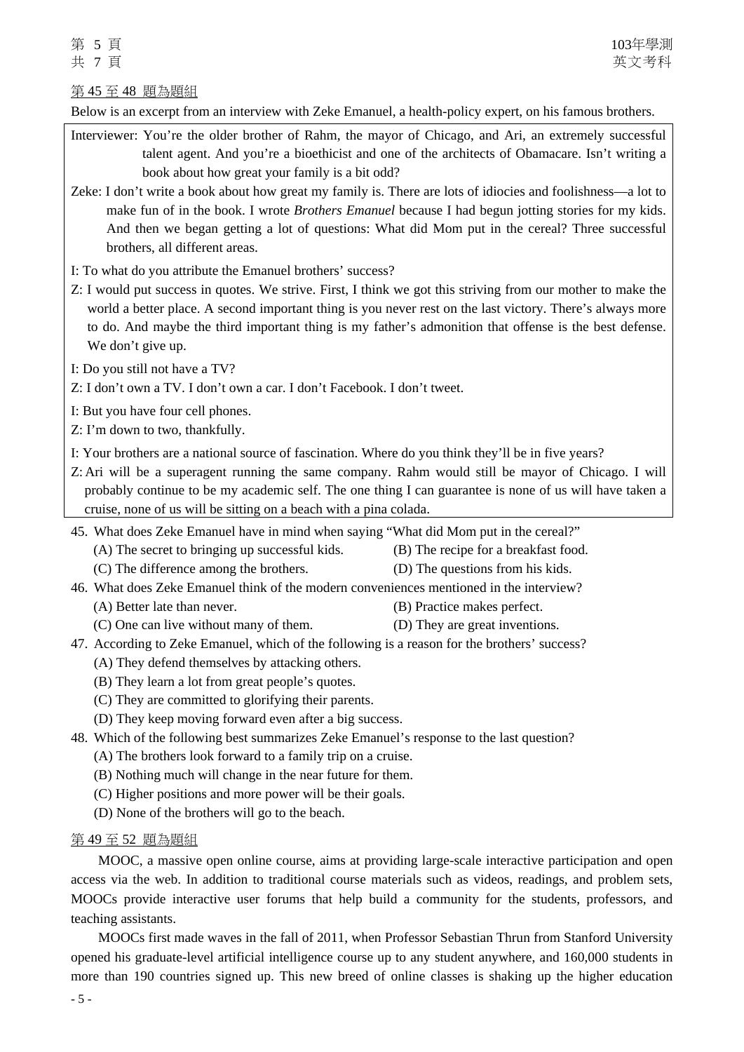第 45 至 48 題為題組

Below is an excerpt from an interview with Zeke Emanuel, a health-policy expert, on his famous brothers.

Interviewer: You're the older brother of Rahm, the mayor of Chicago, and Ari, an extremely successful talent agent. And you're a bioethicist and one of the architects of Obamacare. Isn't writing a book about how great your family is a bit odd?

Zeke: I don't write a book about how great my family is. There are lots of idiocies and foolishness—a lot to make fun of in the book. I wrote *Brothers Emanuel* because I had begun jotting stories for my kids. And then we began getting a lot of questions: What did Mom put in the cereal? Three successful brothers, all different areas.

I: To what do you attribute the Emanuel brothers' success?

Z: I would put success in quotes. We strive. First, I think we got this striving from our mother to make the world a better place. A second important thing is you never rest on the last victory. There's always more to do. And maybe the third important thing is my father's admonition that offense is the best defense. We don't give up.

I: Do you still not have a TV?

Z: I don't own a TV. I don't own a car. I don't Facebook. I don't tweet.

I: But you have four cell phones.

Z: I'm down to two, thankfully.

I: Your brothers are a national source of fascination. Where do you think they'll be in five years?

Z: Ari will be a superagent running the same company. Rahm would still be mayor of Chicago. I will probably continue to be my academic self. The one thing I can guarantee is none of us will have taken a cruise, none of us will be sitting on a beach with a pina colada.

45. What does Zeke Emanuel have in mind when saying "What did Mom put in the cereal?"
    (A) The secret to bringing up successful kids.
    (B) The recipe for a breakfast food.
    (C) The difference among the brothers.
    (D) The questions from his kids.

46. What does Zeke Emanuel think of the modern conveniences mentioned in the interview?
    (A) Better late than never.
    (B) Practice makes perfect.
    (C) One can live without many of them.
    (D) They are great inventions.

47. According to Zeke Emanuel, which of the following is a reason for the brothers' success?
    (A) They defend themselves by attacking others.
    (B) They learn a lot from great people's quotes.
    (C) They are committed to glorifying their parents.
    (D) They keep moving forward even after a big success.

48. Which of the following best summarizes Zeke Emanuel's response to the last question?
    (A) The brothers look forward to a family trip on a cruise.
    (B) Nothing much will change in the near future for them.
    (C) Higher positions and more power will be their goals.
    (D) None of the brothers will go to the beach.

第 49 至 52 題為題組

MOOC, a massive open online course, aims at providing large-scale interactive participation and open access via the web. In addition to traditional course materials such as videos, readings, and problem sets, MOOCs provide interactive user forums that help build a community for the students, professors, and teaching assistants.

MOOCs first made waves in the fall of 2011, when Professor Sebastian Thrun from Stanford University opened his graduate-level artificial intelligence course up to any student anywhere, and 160,000 students in more than 190 countries signed up. This new breed of online classes is shaking up the higher education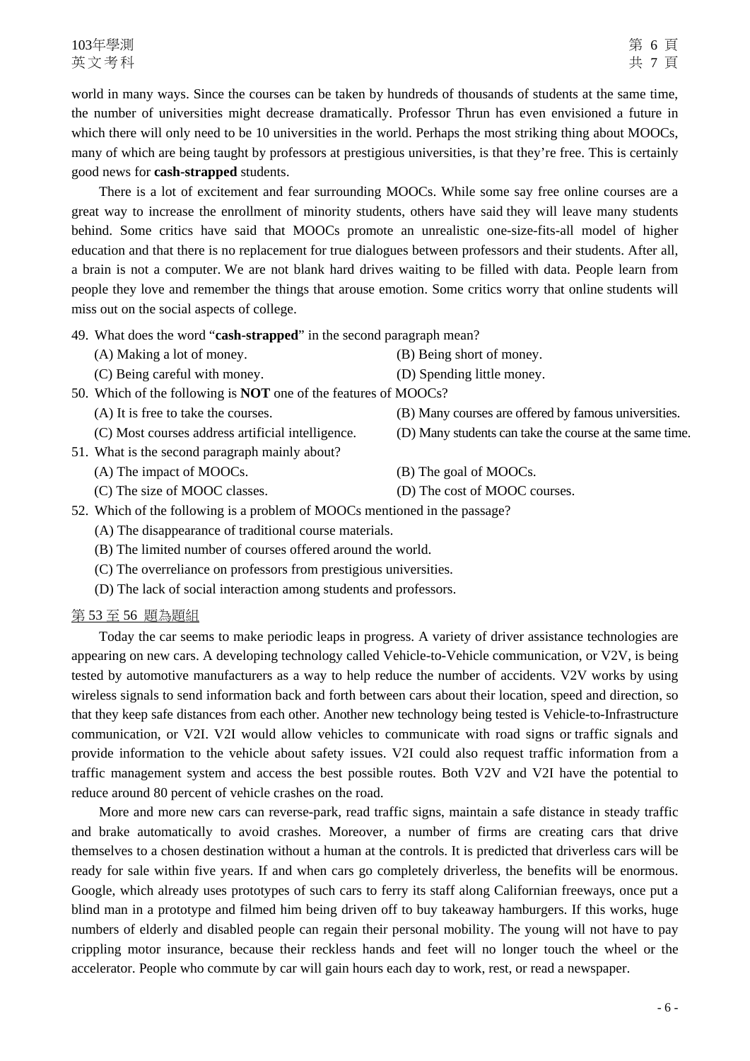world in many ways. Since the courses can be taken by hundreds of thousands of students at the same time, the number of universities might decrease dramatically. Professor Thrun has even envisioned a future in which there will only need to be 10 universities in the world. Perhaps the most striking thing about MOOCs, many of which are being taught by professors at prestigious universities, is that they're free. This is certainly good news for **cash-strapped** students.

There is a lot of excitement and fear surrounding MOOCs. While some say free online courses are a great way to increase the enrollment of minority students, others have said they will leave many students behind. Some critics have said that MOOCs promote an unrealistic one-size-fits-all model of higher education and that there is no replacement for true dialogues between professors and their students. After all, a brain is not a computer. We are not blank hard drives waiting to be filled with data. People learn from people they love and remember the things that arouse emotion. Some critics worry that online students will miss out on the social aspects of college.

49. What does the word "**cash-strapped**" in the second paragraph mean?
    (A) Making a lot of money.
    (B) Being short of money.
    (C) Being careful with money.
    (D) Spending little money.
50. Which of the following is **NOT** one of the features of MOOCs?
    (A) It is free to take the courses.
    (B) Many courses are offered by famous universities.
    (C) Most courses address artificial intelligence.
    (D) Many students can take the course at the same time.
51. What is the second paragraph mainly about?
    (A) The impact of MOOCs.
    (B) The goal of MOOCs.
    (C) The size of MOOC classes.
    (D) The cost of MOOC courses.
52. Which of the following is a problem of MOOCs mentioned in the passage?
    (A) The disappearance of traditional course materials.
    (B) The limited number of courses offered around the world.
    (C) The overreliance on professors from prestigious universities.
    (D) The lack of social interaction among students and professors.

第 53 至 56 題為題組

Today the car seems to make periodic leaps in progress. A variety of driver assistance technologies are appearing on new cars. A developing technology called Vehicle-to-Vehicle communication, or V2V, is being tested by automotive manufacturers as a way to help reduce the number of accidents. V2V works by using wireless signals to send information back and forth between cars about their location, speed and direction, so that they keep safe distances from each other. Another new technology being tested is Vehicle-to-Infrastructure communication, or V2I. V2I would allow vehicles to communicate with road signs or traffic signals and provide information to the vehicle about safety issues. V2I could also request traffic information from a traffic management system and access the best possible routes. Both V2V and V2I have the potential to reduce around 80 percent of vehicle crashes on the road.

More and more new cars can reverse-park, read traffic signs, maintain a safe distance in steady traffic and brake automatically to avoid crashes. Moreover, a number of firms are creating cars that drive themselves to a chosen destination without a human at the controls. It is predicted that driverless cars will be ready for sale within five years. If and when cars go completely driverless, the benefits will be enormous. Google, which already uses prototypes of such cars to ferry its staff along Californian freeways, once put a blind man in a prototype and filmed him being driven off to buy takeaway hamburgers. If this works, huge numbers of elderly and disabled people can regain their personal mobility. The young will not have to pay crippling motor insurance, because their reckless hands and feet will no longer touch the wheel or the accelerator. People who commute by car will gain hours each day to work, rest, or read a newspaper.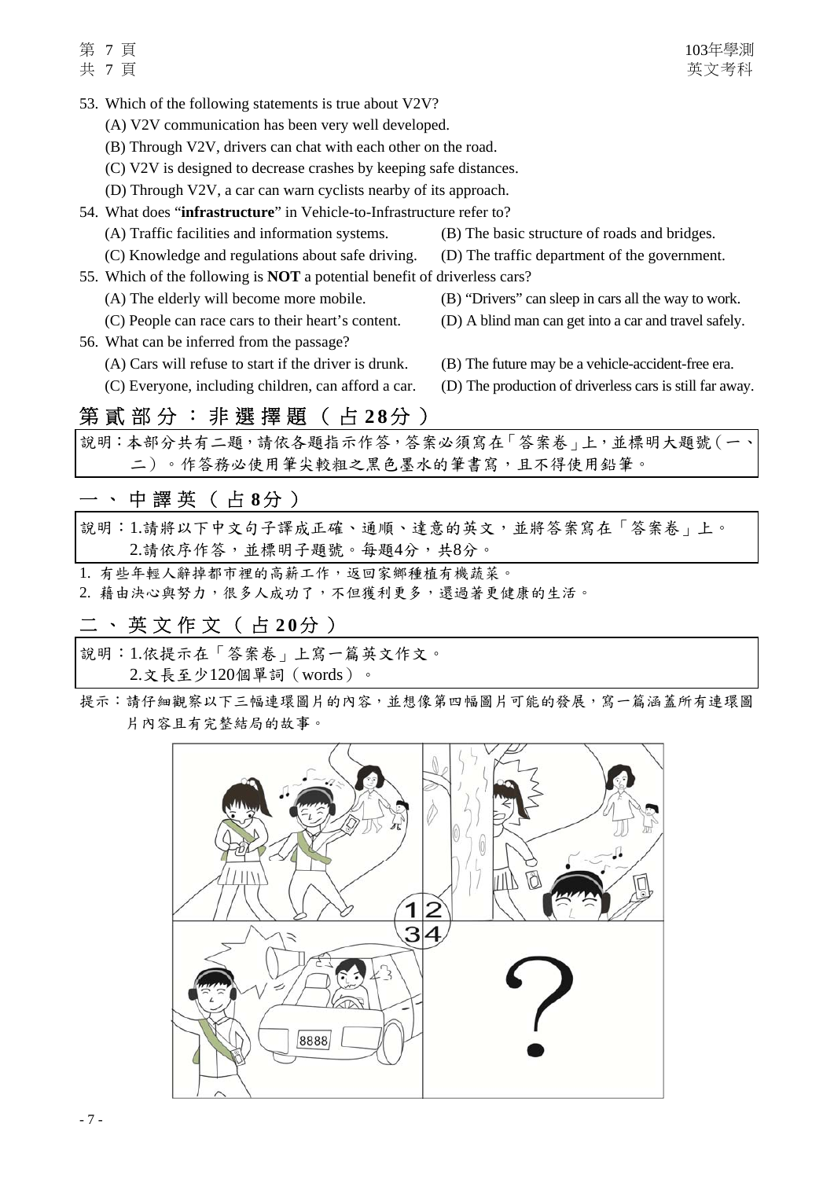53. Which of the following statements is true about V2V?
    (A) V2V communication has been very well developed.
    (B) Through V2V, drivers can chat with each other on the road.
    (C) V2V is designed to decrease crashes by keeping safe distances.
    (D) Through V2V, a car can warn cyclists nearby of its approach.

54. What does "**infrastructure**" in Vehicle-to-Infrastructure refer to?
    (A) Traffic facilities and information systems.
    (B) The basic structure of roads and bridges.
    (C) Knowledge and regulations about safe driving.
    (D) The traffic department of the government.

55. Which of the following is **NOT** a potential benefit of driverless cars?
    (A) The elderly will become more mobile.
    (B) "Drivers" can sleep in cars all the way to work.
    (C) People can race cars to their heart's content.
    (D) A blind man can get into a car and travel safely.

56. What can be inferred from the passage?
    (A) Cars will refuse to start if the driver is drunk.
    (B) The future may be a vehicle-accident-free era.
    (C) Everyone, including children, can afford a car.
    (D) The production of driverless cars is still far away.

# 第貳部分：非選擇題（占28分）

說明：本部分共有二題，請依各題指示作答，答案必須寫在「答案卷」上，並標明大題號（一、二）。作答務必使用筆尖較粗之黑色墨水的筆書寫，且不得使用鉛筆。

## 一、中譯英（占8分）

說明：1.請將以下中文句子譯成正確、通順、達意的英文，並將答案寫在「答案卷」上。
　　　2.請依序作答，並標明子題號。每題4分，共8分。

1. 有些年輕人辭掉都市裡的高薪工作，返回家鄉種植有機蔬菜。
2. 藉由決心與努力，很多人成功了，不但獲利更多，還過著更健康的生活。

## 二、英文作文（占20分）

說明：1.依提示在「答案卷」上寫一篇英文作文。
　　　2.文長至少120個單詞（words）。

提示：請仔細觀察以下三幅連環圖片的內容，並想像第四幅圖片可能的發展，寫一篇涵蓋所有連環圖片內容且有完整結局的故事。